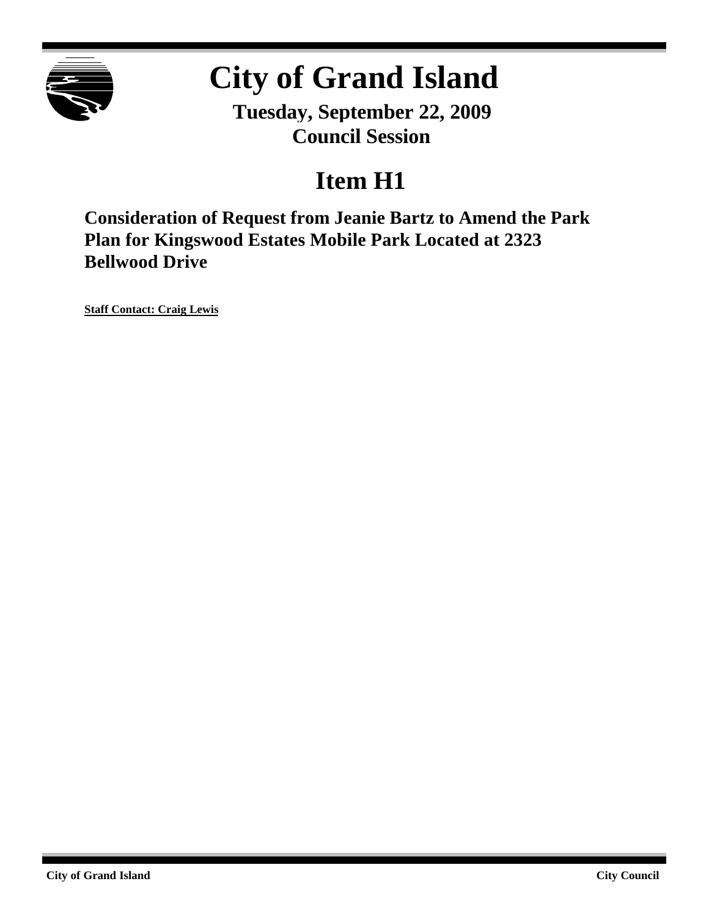# City of Grand Island

**Tuesday, September 22, 2009**
**Council Session**

## Item H1

### Consideration of Request from Jeanie Bartz to Amend the Park Plan for Kingswood Estates Mobile Park Located at 2323 Bellwood Drive

**Staff Contact: Craig Lewis**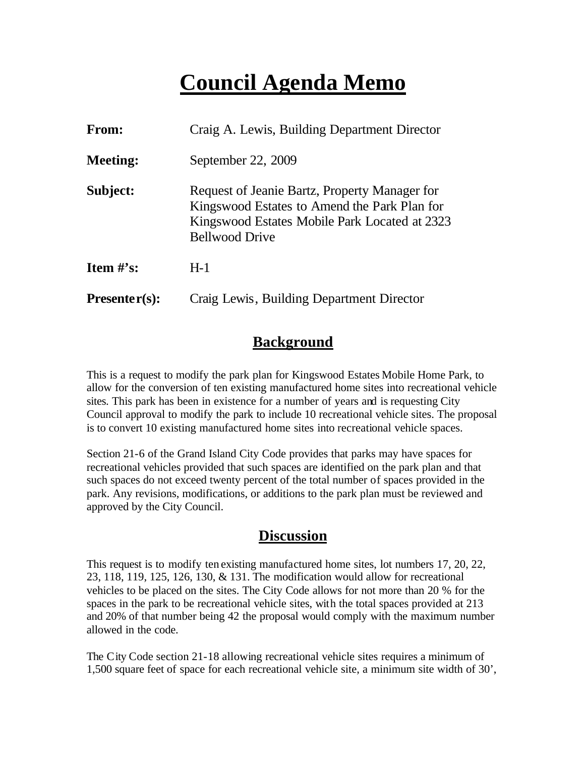# Council Agenda Memo

**From:** Craig A. Lewis, Building Department Director

**Meeting:** September 22, 2009

**Subject:** Request of Jeanie Bartz, Property Manager for Kingswood Estates to Amend the Park Plan for Kingswood Estates Mobile Park Located at 2323 Bellwood Drive

**Item #'s:** H-1

**Presenter(s):** Craig Lewis, Building Department Director

## Background

This is a request to modify the park plan for Kingswood Estates Mobile Home Park, to allow for the conversion of ten existing manufactured home sites into recreational vehicle sites. This park has been in existence for a number of years and is requesting City Council approval to modify the park to include 10 recreational vehicle sites. The proposal is to convert 10 existing manufactured home sites into recreational vehicle spaces.

Section 21-6 of the Grand Island City Code provides that parks may have spaces for recreational vehicles provided that such spaces are identified on the park plan and that such spaces do not exceed twenty percent of the total number of spaces provided in the park. Any revisions, modifications, or additions to the park plan must be reviewed and approved by the City Council.

## Discussion

This request is to modify ten existing manufactured home sites, lot numbers 17, 20, 22, 23, 118, 119, 125, 126, 130, & 131. The modification would allow for recreational vehicles to be placed on the sites. The City Code allows for not more than 20 % for the spaces in the park to be recreational vehicle sites, with the total spaces provided at 213 and 20% of that number being 42 the proposal would comply with the maximum number allowed in the code.

The City Code section 21-18 allowing recreational vehicle sites requires a minimum of 1,500 square feet of space for each recreational vehicle site, a minimum site width of 30',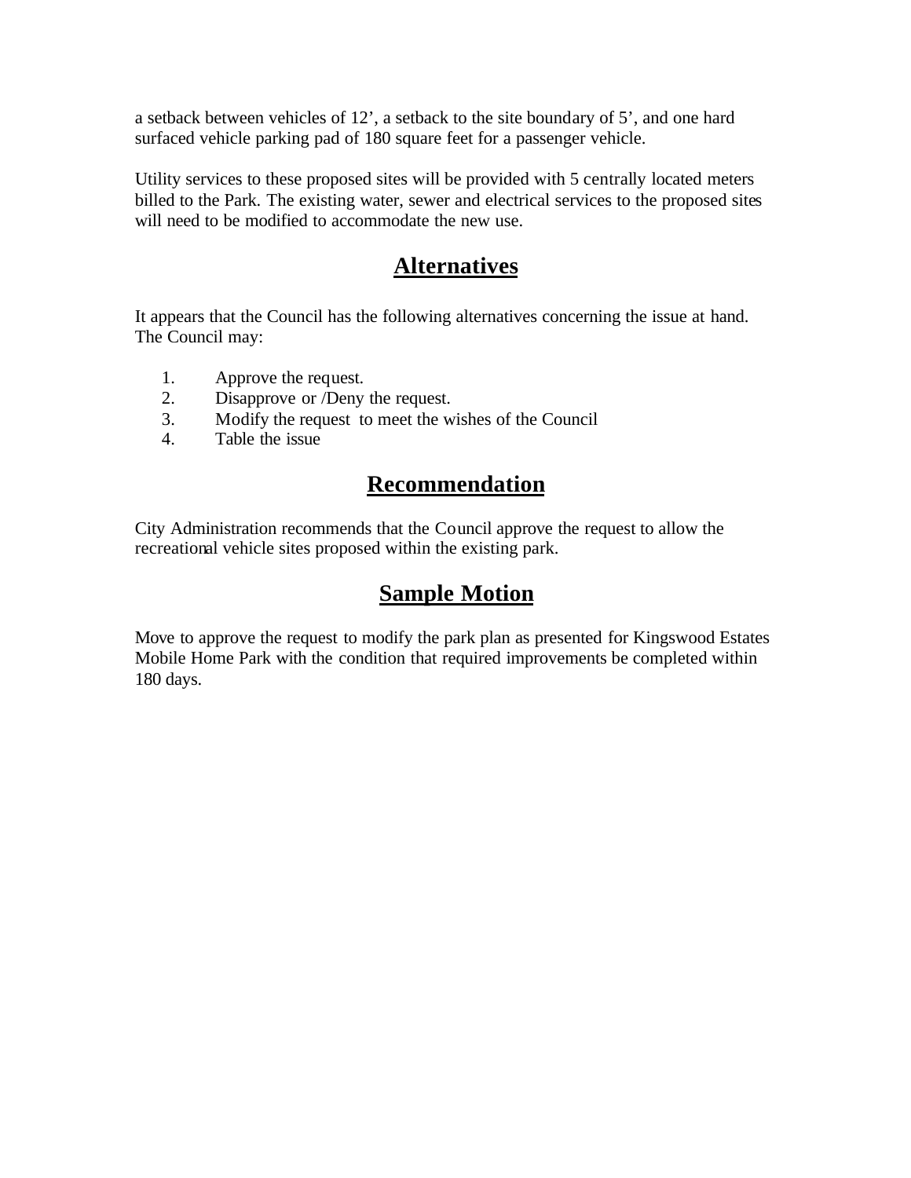a setback between vehicles of 12’, a setback to the site boundary of 5’, and one hard surfaced vehicle parking pad of 180 square feet for a passenger vehicle.

Utility services to these proposed sites will be provided with 5 centrally located meters billed to the Park. The existing water, sewer and electrical services to the proposed sites will need to be modified to accommodate the new use.

## Alternatives

It appears that the Council has the following alternatives concerning the issue at hand. The Council may:

1. Approve the request.
2. Disapprove or /Deny the request.
3. Modify the request to meet the wishes of the Council
4. Table the issue

## Recommendation

City Administration recommends that the Council approve the request to allow the recreational vehicle sites proposed within the existing park.

## Sample Motion

Move to approve the request to modify the park plan as presented for Kingswood Estates Mobile Home Park with the condition that required improvements be completed within 180 days.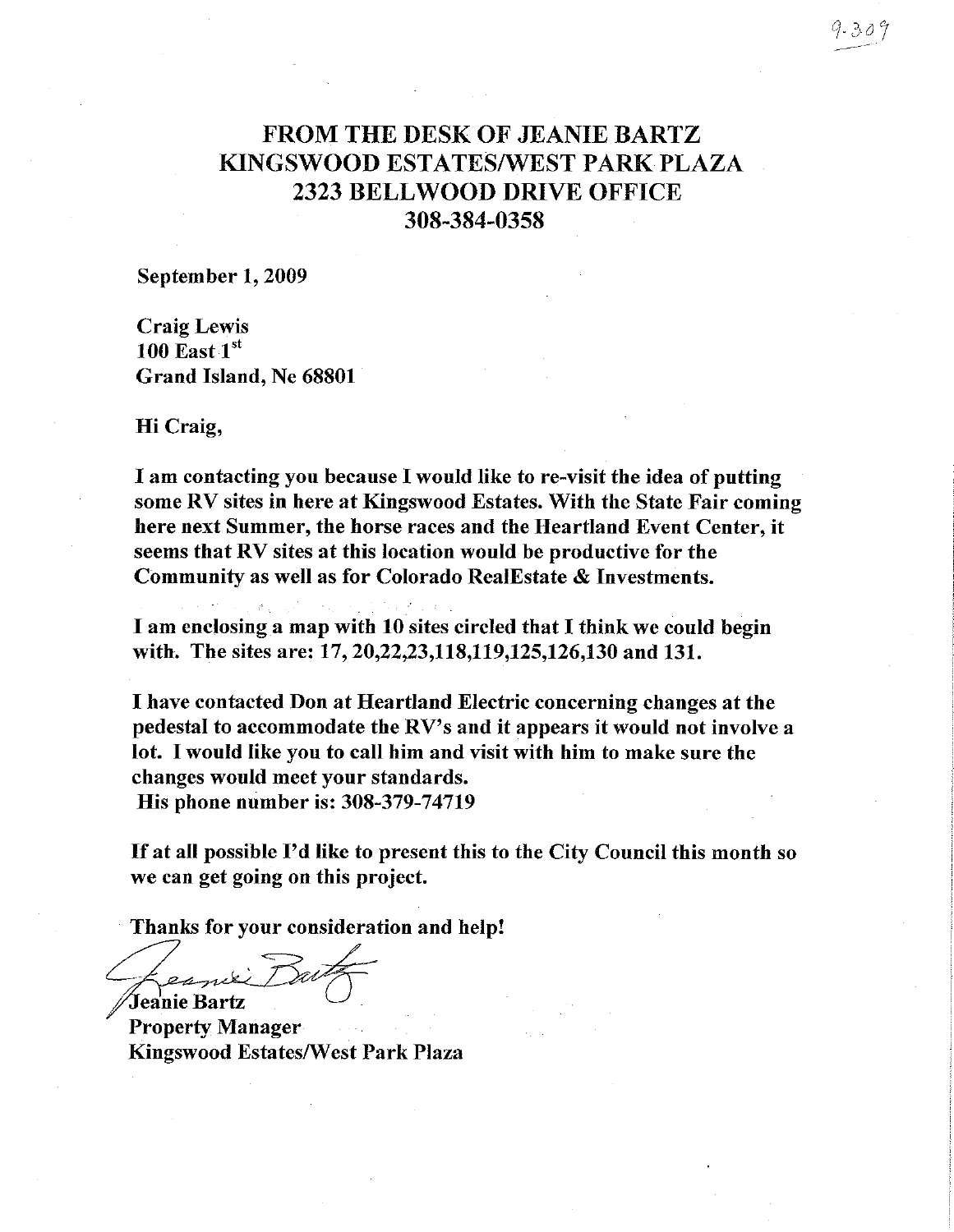# FROM THE DESK OF JEANIE BARTZ
# KINGSWOOD ESTATES/WEST PARK PLAZA
# 2323 BELLWOOD DRIVE OFFICE
# 308-384-0358

**September 1, 2009**

**Craig Lewis**
**100 East 1st**
**Grand Island, Ne 68801**

**Hi Craig,**

**I am contacting you because I would like to re-visit the idea of putting some RV sites in here at Kingswood Estates. With the State Fair coming here next Summer, the horse races and the Heartland Event Center, it seems that RV sites at this location would be productive for the Community as well as for Colorado RealEstate & Investments.**

**I am enclosing a map with 10 sites circled that I think we could begin with. The sites are: 17, 20,22,23,118,119,125,126,130 and 131.**

**I have contacted Don at Heartland Electric concerning changes at the pedestal to accommodate the RV's and it appears it would not involve a lot. I would like you to call him and visit with him to make sure the changes would meet your standards.**
**His phone number is: 308-379-74719**

**If at all possible I'd like to present this to the City Council this month so we can get going on this project.**

**Thanks for your consideration and help!**

Jeanie Bartz
**Property Manager**
**Kingswood Estates/West Park Plaza**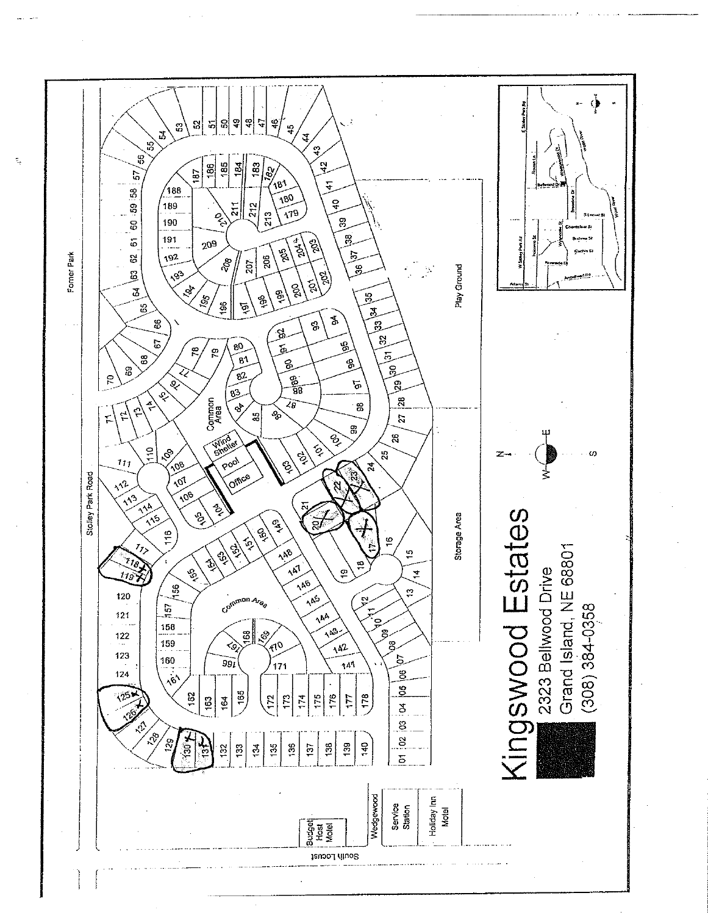# Kingswood Estates

2323 Bellwood Drive
Grand Island, NE 68801
(308) 384-0358

Former Park

Stolley Park Road

South Locust

Play Ground

Storage Area

Common Area

Wind Shelter

Pool

Office

Budget Host Motel

Wedgewood

Service Station

Holiday Inn Motel